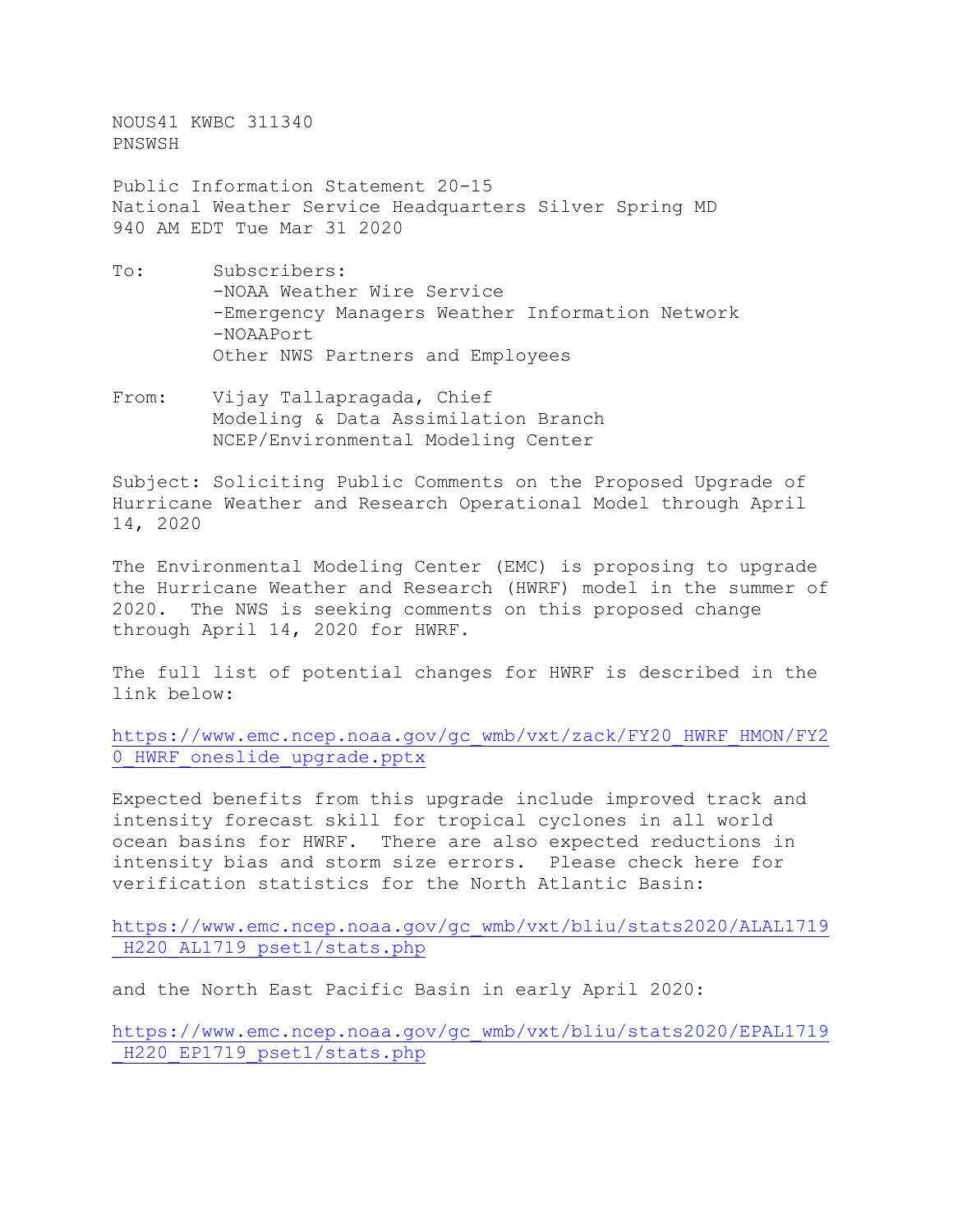NOUS41 KWBC 311340
PNSWSH

Public Information Statement 20-15
National Weather Service Headquarters Silver Spring MD
940 AM EDT Tue Mar 31 2020

To: Subscribers:
-NOAA Weather Wire Service
-Emergency Managers Weather Information Network
-NOAAPort
Other NWS Partners and Employees

From: Vijay Tallapragada, Chief
Modeling & Data Assimilation Branch
NCEP/Environmental Modeling Center

Subject: Soliciting Public Comments on the Proposed Upgrade of Hurricane Weather and Research Operational Model through April 14, 2020

The Environmental Modeling Center (EMC) is proposing to upgrade the Hurricane Weather and Research (HWRF) model in the summer of 2020. The NWS is seeking comments on this proposed change through April 14, 2020 for HWRF.

The full list of potential changes for HWRF is described in the link below:

https://www.emc.ncep.noaa.gov/gc_wmb/vxt/zack/FY20_HWRF_HMON/FY20_HWRF_oneslide_upgrade.pptx

Expected benefits from this upgrade include improved track and intensity forecast skill for tropical cyclones in all world ocean basins for HWRF. There are also expected reductions in intensity bias and storm size errors. Please check here for verification statistics for the North Atlantic Basin:

https://www.emc.ncep.noaa.gov/gc_wmb/vxt/bliu/stats2020/ALAL1719_H220_AL1719_pset1/stats.php

and the North East Pacific Basin in early April 2020:

https://www.emc.ncep.noaa.gov/gc_wmb/vxt/bliu/stats2020/EPAL1719_H220_EP1719_pset1/stats.php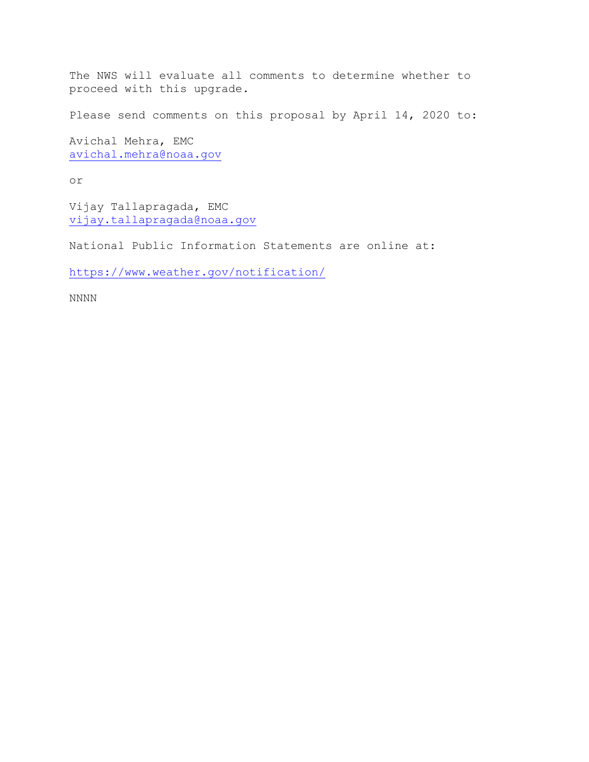The NWS will evaluate all comments to determine whether to proceed with this upgrade.

Please send comments on this proposal by April 14, 2020 to:

Avichal Mehra, EMC
avichal.mehra@noaa.gov

or

Vijay Tallapragada, EMC
vijay.tallapragada@noaa.gov

National Public Information Statements are online at:

https://www.weather.gov/notification/

NNNN